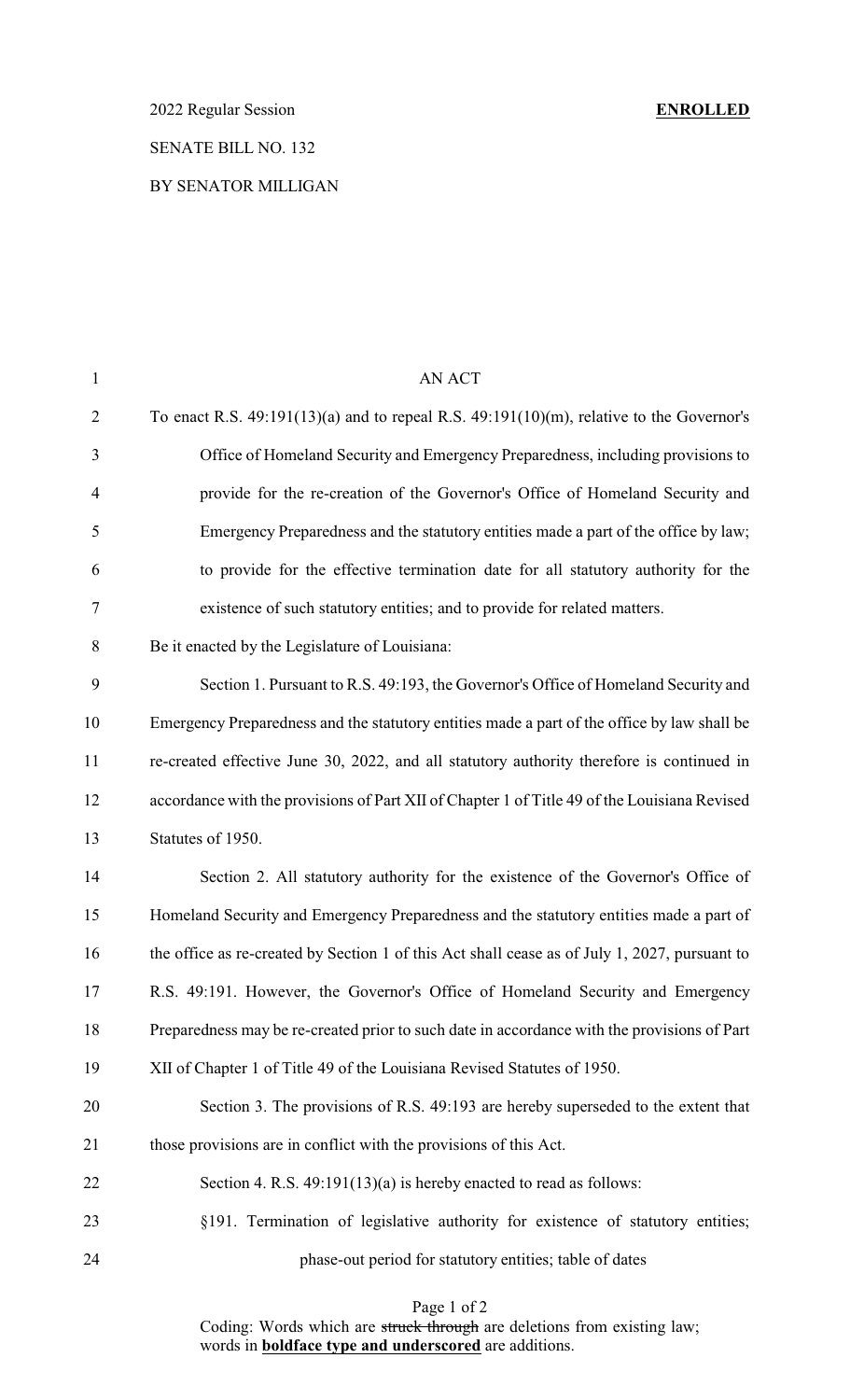2022 Regular Session **ENROLLED**

SENATE BILL NO. 132

BY SENATOR MILLIGAN

AN ACT

To enact R.S. 49:191(13)(a) and to repeal R.S. 49:191(10)(m), relative to the Governor's Office of Homeland Security and Emergency Preparedness, including provisions to provide for the re-creation of the Governor's Office of Homeland Security and Emergency Preparedness and the statutory entities made a part of the office by law; to provide for the effective termination date for all statutory authority for the existence of such statutory entities; and to provide for related matters.

Be it enacted by the Legislature of Louisiana:

Section 1. Pursuant to R.S. 49:193, the Governor's Office of Homeland Security and Emergency Preparedness and the statutory entities made a part of the office by law shall be re-created effective June 30, 2022, and all statutory authority therefore is continued in accordance with the provisions of Part XII of Chapter 1 of Title 49 of the Louisiana Revised Statutes of 1950.

Section 2. All statutory authority for the existence of the Governor's Office of Homeland Security and Emergency Preparedness and the statutory entities made a part of the office as re-created by Section 1 of this Act shall cease as of July 1, 2027, pursuant to R.S. 49:191. However, the Governor's Office of Homeland Security and Emergency Preparedness may be re-created prior to such date in accordance with the provisions of Part XII of Chapter 1 of Title 49 of the Louisiana Revised Statutes of 1950.

Section 3. The provisions of R.S. 49:193 are hereby superseded to the extent that those provisions are in conflict with the provisions of this Act.

Section 4. R.S. 49:191(13)(a) is hereby enacted to read as follows:

§191. Termination of legislative authority for existence of statutory entities; phase-out period for statutory entities; table of dates

Coding: Words which are ~~struck through~~ are deletions from existing law; words in **boldface type and underscored** are additions.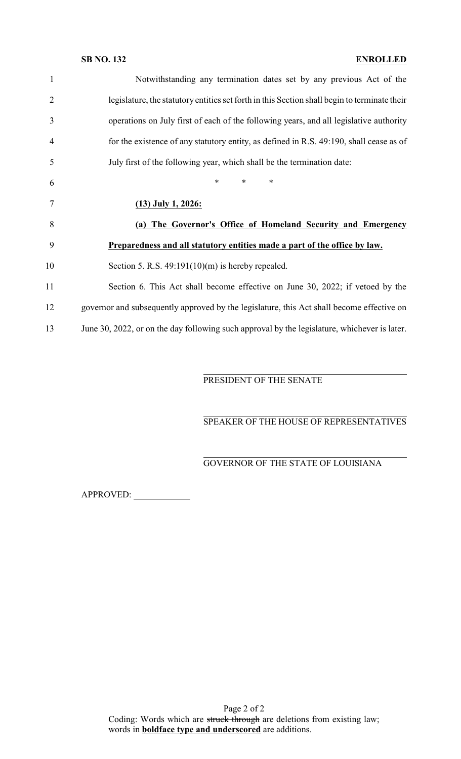**SB NO. 132** **ENROLLED**

Notwithstanding any termination dates set by any previous Act of the legislature, the statutory entities set forth in this Section shall begin to terminate their operations on July first of each of the following years, and all legislative authority for the existence of any statutory entity, as defined in R.S. 49:190, shall cease as of July first of the following year, which shall be the termination date:

\* \* \*

**(13) July 1, 2026:**

**(a) The Governor's Office of Homeland Security and Emergency Preparedness and all statutory entities made a part of the office by law.**

Section 5. R.S. 49:191(10)(m) is hereby repealed.

Section 6. This Act shall become effective on June 30, 2022; if vetoed by the governor and subsequently approved by the legislature, this Act shall become effective on June 30, 2022, or on the day following such approval by the legislature, whichever is later.

PRESIDENT OF THE SENATE

SPEAKER OF THE HOUSE OF REPRESENTATIVES

GOVERNOR OF THE STATE OF LOUISIANA

APPROVED: \_\_\_\_\_\_\_\_\_\_\_\_

Coding: Words which are ~~struck through~~ are deletions from existing law; words in **boldface type and underscored** are additions.